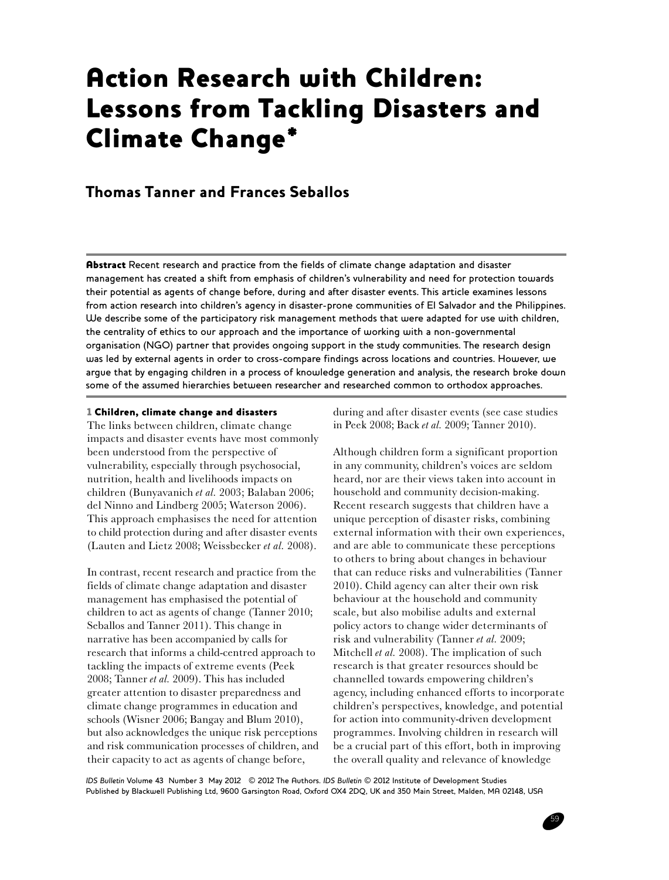# Action Research with Children: Lessons from Tackling Disasters and Climate Change*

## Thomas Tanner and Frances Seballos

**Abstract** Recent research and practice from the fields of climate change adaptation and disaster management has created a shift from emphasis of children's vulnerability and need for protection towards their potential as agents of change before, during and after disaster events. This article examines lessons from action research into children's agency in disaster-prone communities of El Salvador and the Philippines. We describe some of the participatory risk management methods that were adapted for use with children, the centrality of ethics to our approach and the importance of working with a non-governmental organisation (NGO) partner that provides ongoing support in the study communities. The research design was led by external agents in order to cross-compare findings across locations and countries. However, we argue that by engaging children in a process of knowledge generation and analysis, the research broke down some of the assumed hierarchies between researcher and researched common to orthodox approaches.

### 1 Children, climate change and disasters

The links between children, climate change impacts and disaster events have most commonly been understood from the perspective of vulnerability, especially through psychosocial, nutrition, health and livelihoods impacts on children (Bunyavanich *et al.* 2003; Balaban 2006; del Ninno and Lindberg 2005; Waterson 2006). This approach emphasises the need for attention to child protection during and after disaster events (Lauten and Lietz 2008; Weissbecker *et al.* 2008).

In contrast, recent research and practice from the fields of climate change adaptation and disaster management has emphasised the potential of children to act as agents of change (Tanner 2010; Seballos and Tanner 2011). This change in narrative has been accompanied by calls for research that informs a child-centred approach to tackling the impacts of extreme events (Peek 2008; Tanner *et al.* 2009). This has included greater attention to disaster preparedness and climate change programmes in education and schools (Wisner 2006; Bangay and Blum 2010), but also acknowledges the unique risk perceptions and risk communication processes of children, and their capacity to act as agents of change before, during and after disaster events (see case studies in Peek 2008; Back *et al.* 2009; Tanner 2010).

Although children form a significant proportion in any community, children's voices are seldom heard, nor are their views taken into account in household and community decision-making. Recent research suggests that children have a unique perception of disaster risks, combining external information with their own experiences, and are able to communicate these perceptions to others to bring about changes in behaviour that can reduce risks and vulnerabilities (Tanner 2010). Child agency can alter their own risk behaviour at the household and community scale, but also mobilise adults and external policy actors to change wider determinants of risk and vulnerability (Tanner *et al.* 2009; Mitchell *et al.* 2008). The implication of such research is that greater resources should be channelled towards empowering children's agency, including enhanced efforts to incorporate children's perspectives, knowledge, and potential for action into community-driven development programmes. Involving children in research will be a crucial part of this effort, both in improving the overall quality and relevance of knowledge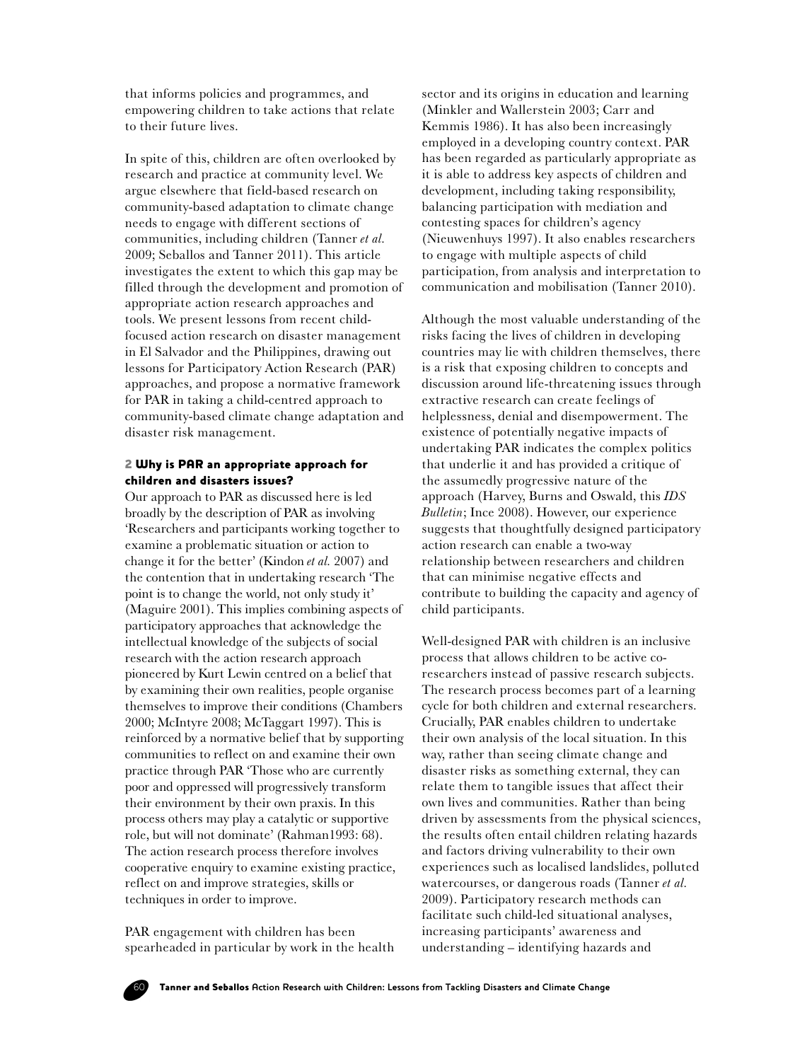that informs policies and programmes, and empowering children to take actions that relate to their future lives.

In spite of this, children are often overlooked by research and practice at community level. We argue elsewhere that field-based research on community-based adaptation to climate change needs to engage with different sections of communities, including children (Tanner *et al.* 2009; Seballos and Tanner 2011). This article investigates the extent to which this gap may be filled through the development and promotion of appropriate action research approaches and tools. We present lessons from recent child-focused action research on disaster management in El Salvador and the Philippines, drawing out lessons for Participatory Action Research (PAR) approaches, and propose a normative framework for PAR in taking a child-centred approach to community-based climate change adaptation and disaster risk management.

## 2 Why is PAR an appropriate approach for children and disasters issues?

Our approach to PAR as discussed here is led broadly by the description of PAR as involving 'Researchers and participants working together to examine a problematic situation or action to change it for the better' (Kindon *et al.* 2007) and the contention that in undertaking research 'The point is to change the world, not only study it' (Maguire 2001). This implies combining aspects of participatory approaches that acknowledge the intellectual knowledge of the subjects of social research with the action research approach pioneered by Kurt Lewin centred on a belief that by examining their own realities, people organise themselves to improve their conditions (Chambers 2000; McIntyre 2008; McTaggart 1997). This is reinforced by a normative belief that by supporting communities to reflect on and examine their own practice through PAR 'Those who are currently poor and oppressed will progressively transform their environment by their own praxis. In this process others may play a catalytic or supportive role, but will not dominate' (Rahman1993: 68). The action research process therefore involves cooperative enquiry to examine existing practice, reflect on and improve strategies, skills or techniques in order to improve.

PAR engagement with children has been spearheaded in particular by work in the health sector and its origins in education and learning (Minkler and Wallerstein 2003; Carr and Kemmis 1986). It has also been increasingly employed in a developing country context. PAR has been regarded as particularly appropriate as it is able to address key aspects of children and development, including taking responsibility, balancing participation with mediation and contesting spaces for children's agency (Nieuwenhuys 1997). It also enables researchers to engage with multiple aspects of child participation, from analysis and interpretation to communication and mobilisation (Tanner 2010).

Although the most valuable understanding of the risks facing the lives of children in developing countries may lie with children themselves, there is a risk that exposing children to concepts and discussion around life-threatening issues through extractive research can create feelings of helplessness, denial and disempowerment. The existence of potentially negative impacts of undertaking PAR indicates the complex politics that underlie it and has provided a critique of the assumedly progressive nature of the approach (Harvey, Burns and Oswald, this *IDS Bulletin*; Ince 2008). However, our experience suggests that thoughtfully designed participatory action research can enable a two-way relationship between researchers and children that can minimise negative effects and contribute to building the capacity and agency of child participants.

Well-designed PAR with children is an inclusive process that allows children to be active co-researchers instead of passive research subjects. The research process becomes part of a learning cycle for both children and external researchers. Crucially, PAR enables children to undertake their own analysis of the local situation. In this way, rather than seeing climate change and disaster risks as something external, they can relate them to tangible issues that affect their own lives and communities. Rather than being driven by assessments from the physical sciences, the results often entail children relating hazards and factors driving vulnerability to their own experiences such as localised landslides, polluted watercourses, or dangerous roads (Tanner *et al.* 2009). Participatory research methods can facilitate such child-led situational analyses, increasing participants' awareness and understanding – identifying hazards and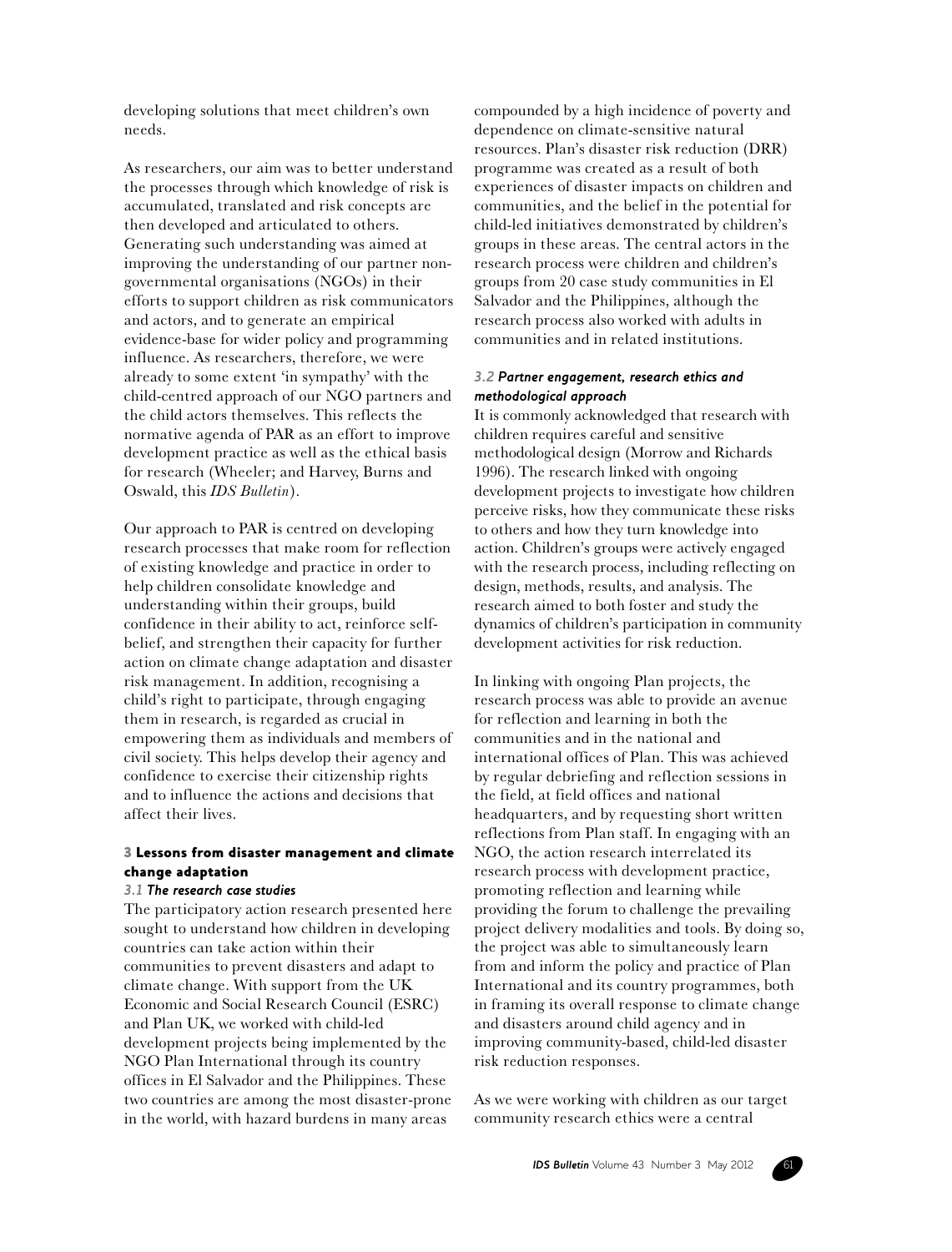developing solutions that meet children's own needs.

As researchers, our aim was to better understand the processes through which knowledge of risk is accumulated, translated and risk concepts are then developed and articulated to others. Generating such understanding was aimed at improving the understanding of our partner non-governmental organisations (NGOs) in their efforts to support children as risk communicators and actors, and to generate an empirical evidence-base for wider policy and programming influence. As researchers, therefore, we were already to some extent 'in sympathy' with the child-centred approach of our NGO partners and the child actors themselves. This reflects the normative agenda of PAR as an effort to improve development practice as well as the ethical basis for research (Wheeler; and Harvey, Burns and Oswald, this *IDS Bulletin*).

Our approach to PAR is centred on developing research processes that make room for reflection of existing knowledge and practice in order to help children consolidate knowledge and understanding within their groups, build confidence in their ability to act, reinforce self-belief, and strengthen their capacity for further action on climate change adaptation and disaster risk management. In addition, recognising a child's right to participate, through engaging them in research, is regarded as crucial in empowering them as individuals and members of civil society. This helps develop their agency and confidence to exercise their citizenship rights and to influence the actions and decisions that affect their lives.

## 3 Lessons from disaster management and climate change adaptation

### *3.1 The research case studies*

The participatory action research presented here sought to understand how children in developing countries can take action within their communities to prevent disasters and adapt to climate change. With support from the UK Economic and Social Research Council (ESRC) and Plan UK, we worked with child-led development projects being implemented by the NGO Plan International through its country offices in El Salvador and the Philippines. These two countries are among the most disaster-prone in the world, with hazard burdens in many areas compounded by a high incidence of poverty and dependence on climate-sensitive natural resources. Plan's disaster risk reduction (DRR) programme was created as a result of both experiences of disaster impacts on children and communities, and the belief in the potential for child-led initiatives demonstrated by children's groups in these areas. The central actors in the research process were children and children's groups from 20 case study communities in El Salvador and the Philippines, although the research process also worked with adults in communities and in related institutions.

### *3.2 Partner engagement, research ethics and methodological approach*

It is commonly acknowledged that research with children requires careful and sensitive methodological design (Morrow and Richards 1996). The research linked with ongoing development projects to investigate how children perceive risks, how they communicate these risks to others and how they turn knowledge into action. Children's groups were actively engaged with the research process, including reflecting on design, methods, results, and analysis. The research aimed to both foster and study the dynamics of children's participation in community development activities for risk reduction.

In linking with ongoing Plan projects, the research process was able to provide an avenue for reflection and learning in both the communities and in the national and international offices of Plan. This was achieved by regular debriefing and reflection sessions in the field, at field offices and national headquarters, and by requesting short written reflections from Plan staff. In engaging with an NGO, the action research interrelated its research process with development practice, promoting reflection and learning while providing the forum to challenge the prevailing project delivery modalities and tools. By doing so, the project was able to simultaneously learn from and inform the policy and practice of Plan International and its country programmes, both in framing its overall response to climate change and disasters around child agency and in improving community-based, child-led disaster risk reduction responses.

As we were working with children as our target community research ethics were a central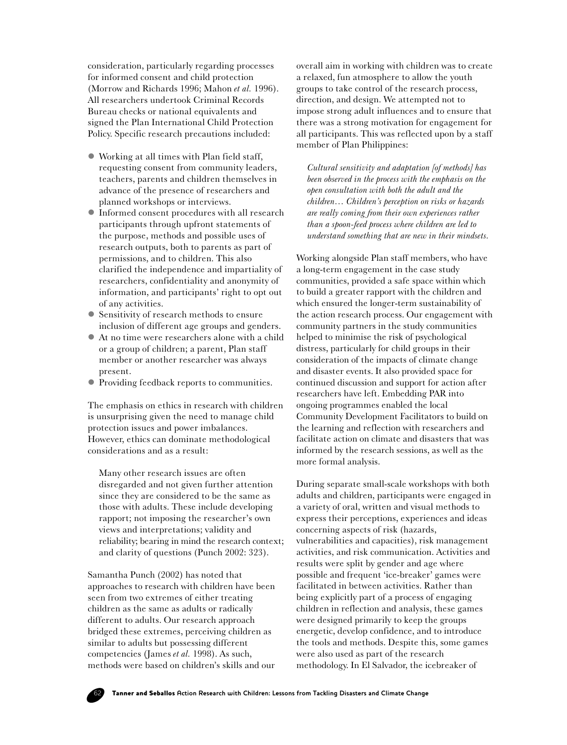consideration, particularly regarding processes for informed consent and child protection (Morrow and Richards 1996; Mahon *et al.* 1996). All researchers undertook Criminal Records Bureau checks or national equivalents and signed the Plan International Child Protection Policy. Specific research precautions included:

- Working at all times with Plan field staff, requesting consent from community leaders, teachers, parents and children themselves in advance of the presence of researchers and planned workshops or interviews.
- Informed consent procedures with all research participants through upfront statements of the purpose, methods and possible uses of research outputs, both to parents as part of permissions, and to children. This also clarified the independence and impartiality of researchers, confidentiality and anonymity of information, and participants' right to opt out of any activities.
- Sensitivity of research methods to ensure inclusion of different age groups and genders.
- At no time were researchers alone with a child or a group of children; a parent, Plan staff member or another researcher was always present.
- Providing feedback reports to communities.

The emphasis on ethics in research with children is unsurprising given the need to manage child protection issues and power imbalances. However, ethics can dominate methodological considerations and as a result:

> Many other research issues are often disregarded and not given further attention since they are considered to be the same as those with adults. These include developing rapport; not imposing the researcher's own views and interpretations; validity and reliability; bearing in mind the research context; and clarity of questions (Punch 2002: 323).

Samantha Punch (2002) has noted that approaches to research with children have been seen from two extremes of either treating children as the same as adults or radically different to adults. Our research approach bridged these extremes, perceiving children as similar to adults but possessing different competencies (James *et al.* 1998). As such, methods were based on children's skills and our overall aim in working with children was to create a relaxed, fun atmosphere to allow the youth groups to take control of the research process, direction, and design. We attempted not to impose strong adult influences and to ensure that there was a strong motivation for engagement for all participants. This was reflected upon by a staff member of Plan Philippines:

> *Cultural sensitivity and adaptation [of methods] has been observed in the process with the emphasis on the open consultation with both the adult and the children… Children's perception on risks or hazards are really coming from their own experiences rather than a spoon-feed process where children are led to understand something that are new in their mindsets.*

Working alongside Plan staff members, who have a long-term engagement in the case study communities, provided a safe space within which to build a greater rapport with the children and which ensured the longer-term sustainability of the action research process. Our engagement with community partners in the study communities helped to minimise the risk of psychological distress, particularly for child groups in their consideration of the impacts of climate change and disaster events. It also provided space for continued discussion and support for action after researchers have left. Embedding PAR into ongoing programmes enabled the local Community Development Facilitators to build on the learning and reflection with researchers and facilitate action on climate and disasters that was informed by the research sessions, as well as the more formal analysis.

During separate small-scale workshops with both adults and children, participants were engaged in a variety of oral, written and visual methods to express their perceptions, experiences and ideas concerning aspects of risk (hazards, vulnerabilities and capacities), risk management activities, and risk communication. Activities and results were split by gender and age where possible and frequent 'ice-breaker' games were facilitated in between activities. Rather than being explicitly part of a process of engaging children in reflection and analysis, these games were designed primarily to keep the groups energetic, develop confidence, and to introduce the tools and methods. Despite this, some games were also used as part of the research methodology. In El Salvador, the icebreaker of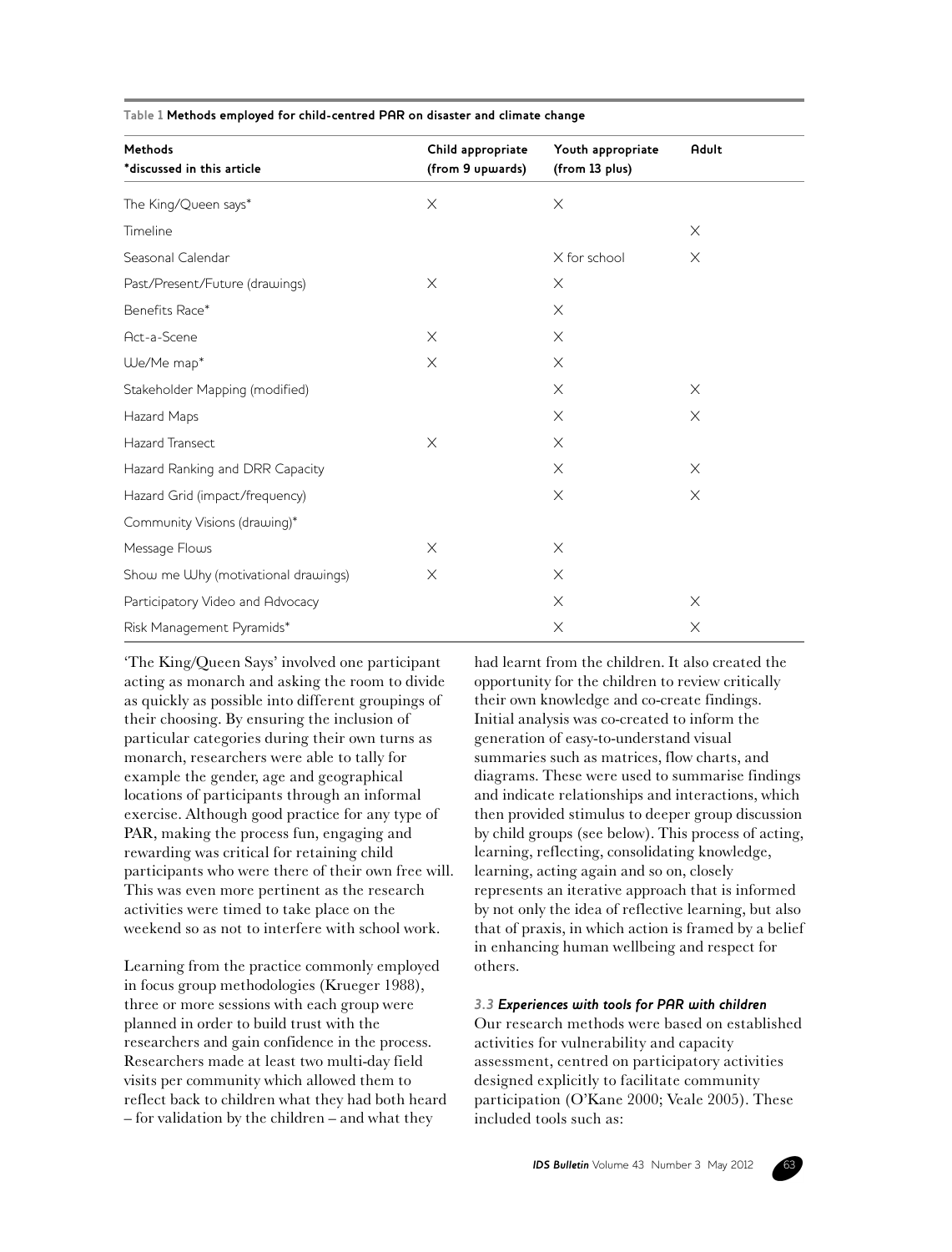**Table 1 Methods employed for child-centred PAR on disaster and climate change**

| Methods<br>*discussed in this article | Child appropriate<br>(from 9 upwards) | Youth appropriate<br>(from 13 plus) | Adult |
|---|---|---|---|
| The King/Queen says* | X | X | |
| Timeline | | | X |
| Seasonal Calendar | | X for school | X |
| Past/Present/Future (drawings) | X | X | |
| Benefits Race* | | X | |
| Act-a-Scene | X | X | |
| We/Me map* | X | X | |
| Stakeholder Mapping (modified) | | X | X |
| Hazard Maps | | X | X |
| Hazard Transect | X | X | |
| Hazard Ranking and DRR Capacity | | X | X |
| Hazard Grid (impact/frequency) | | X | X |
| Community Visions (drawing)* | | | |
| Message Flows | X | X | |
| Show me Why (motivational drawings) | X | X | |
| Participatory Video and Advocacy | | X | X |
| Risk Management Pyramids* | | X | X |

'The King/Queen Says' involved one participant acting as monarch and asking the room to divide as quickly as possible into different groupings of their choosing. By ensuring the inclusion of particular categories during their own turns as monarch, researchers were able to tally for example the gender, age and geographical locations of participants through an informal exercise. Although good practice for any type of PAR, making the process fun, engaging and rewarding was critical for retaining child participants who were there of their own free will. This was even more pertinent as the research activities were timed to take place on the weekend so as not to interfere with school work.

Learning from the practice commonly employed in focus group methodologies (Krueger 1988), three or more sessions with each group were planned in order to build trust with the researchers and gain confidence in the process. Researchers made at least two multi-day field visits per community which allowed them to reflect back to children what they had both heard – for validation by the children – and what they had learnt from the children. It also created the opportunity for the children to review critically their own knowledge and co-create findings. Initial analysis was co-created to inform the generation of easy-to-understand visual summaries such as matrices, flow charts, and diagrams. These were used to summarise findings and indicate relationships and interactions, which then provided stimulus to deeper group discussion by child groups (see below). This process of acting, learning, reflecting, consolidating knowledge, learning, acting again and so on, closely represents an iterative approach that is informed by not only the idea of reflective learning, but also that of praxis, in which action is framed by a belief in enhancing human wellbeing and respect for others.

### 3.3 *Experiences with tools for PAR with children*

Our research methods were based on established activities for vulnerability and capacity assessment, centred on participatory activities designed explicitly to facilitate community participation (O'Kane 2000; Veale 2005). These included tools such as: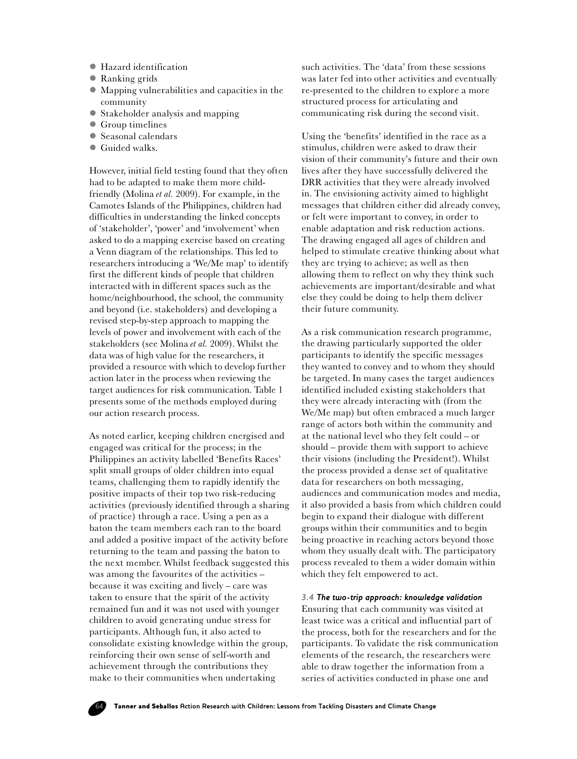- Hazard identification
- Ranking grids
- Mapping vulnerabilities and capacities in the community
- Stakeholder analysis and mapping
- Group timelines
- Seasonal calendars
- Guided walks.

However, initial field testing found that they often had to be adapted to make them more child-friendly (Molina *et al.* 2009). For example, in the Camotes Islands of the Philippines, children had difficulties in understanding the linked concepts of 'stakeholder', 'power' and 'involvement' when asked to do a mapping exercise based on creating a Venn diagram of the relationships. This led to researchers introducing a 'We/Me map' to identify first the different kinds of people that children interacted with in different spaces such as the home/neighbourhood, the school, the community and beyond (i.e. stakeholders) and developing a revised step-by-step approach to mapping the levels of power and involvement with each of the stakeholders (see Molina *et al.* 2009). Whilst the data was of high value for the researchers, it provided a resource with which to develop further action later in the process when reviewing the target audiences for risk communication. Table 1 presents some of the methods employed during our action research process.

As noted earlier, keeping children energised and engaged was critical for the process; in the Philippines an activity labelled 'Benefits Races' split small groups of older children into equal teams, challenging them to rapidly identify the positive impacts of their top two risk-reducing activities (previously identified through a sharing of practice) through a race. Using a pen as a baton the team members each ran to the board and added a positive impact of the activity before returning to the team and passing the baton to the next member. Whilst feedback suggested this was among the favourites of the activities – because it was exciting and lively – care was taken to ensure that the spirit of the activity remained fun and it was not used with younger children to avoid generating undue stress for participants. Although fun, it also acted to consolidate existing knowledge within the group, reinforcing their own sense of self-worth and achievement through the contributions they make to their communities when undertaking such activities. The 'data' from these sessions was later fed into other activities and eventually re-presented to the children to explore a more structured process for articulating and communicating risk during the second visit.

Using the 'benefits' identified in the race as a stimulus, children were asked to draw their vision of their community's future and their own lives after they have successfully delivered the DRR activities that they were already involved in. The envisioning activity aimed to highlight messages that children either did already convey, or felt were important to convey, in order to enable adaptation and risk reduction actions. The drawing engaged all ages of children and helped to stimulate creative thinking about what they are trying to achieve; as well as then allowing them to reflect on why they think such achievements are important/desirable and what else they could be doing to help them deliver their future community.

As a risk communication research programme, the drawing particularly supported the older participants to identify the specific messages they wanted to convey and to whom they should be targeted. In many cases the target audiences identified included existing stakeholders that they were already interacting with (from the We/Me map) but often embraced a much larger range of actors both within the community and at the national level who they felt could – or should – provide them with support to achieve their visions (including the President!). Whilst the process provided a dense set of qualitative data for researchers on both messaging, audiences and communication modes and media, it also provided a basis from which children could begin to expand their dialogue with different groups within their communities and to begin being proactive in reaching actors beyond those whom they usually dealt with. The participatory process revealed to them a wider domain within which they felt empowered to act.

### *3.4 The two-trip approach: knowledge validation*

Ensuring that each community was visited at least twice was a critical and influential part of the process, both for the researchers and for the participants. To validate the risk communication elements of the research, the researchers were able to draw together the information from a series of activities conducted in phase one and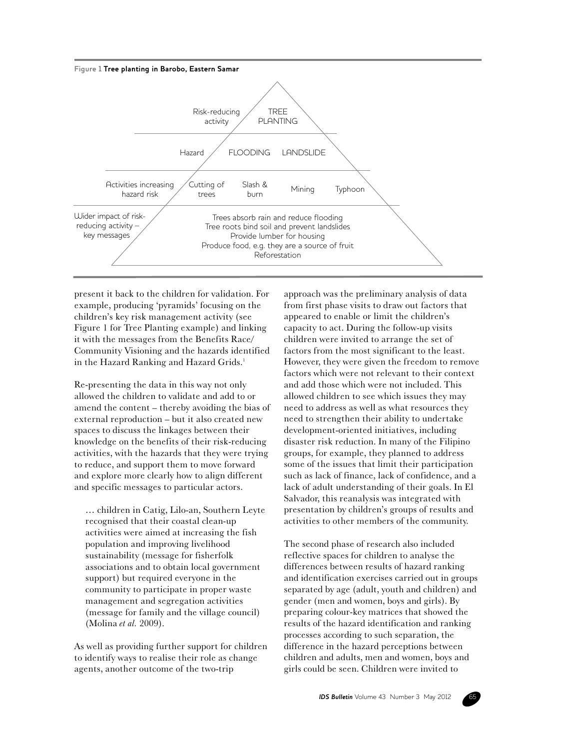**Figure 1 Tree planting in Barobo, Eastern Samar**

| | |
|---|---|
| Risk-reducing activity | TREE PLANTING |
| Hazard | FLOODING, LANDSLIDE |
| Activities increasing hazard risk | Cutting of trees; Slash & burn; Mining; Typhoon |
| Wider impact of risk-reducing activity – key messages | Trees absorb rain and reduce flooding<br>Tree roots bind soil and prevent landslides<br>Provide lumber for housing<br>Produce food, e.g. they are a source of fruit<br>Reforestation |

present it back to the children for validation. For example, producing 'pyramids' focusing on the children's key risk management activity (see Figure 1 for Tree Planting example) and linking it with the messages from the Benefits Race/Community Visioning and the hazards identified in the Hazard Ranking and Hazard Grids.[1]

Re-presenting the data in this way not only allowed the children to validate and add to or amend the content – thereby avoiding the bias of external reproduction – but it also created new spaces to discuss the linkages between their knowledge on the benefits of their risk-reducing activities, with the hazards that they were trying to reduce, and support them to move forward and explore more clearly how to align different and specific messages to particular actors.

> … children in Catig, Lilo-an, Southern Leyte recognised that their coastal clean-up activities were aimed at increasing the fish population and improving livelihood sustainability (message for fisherfolk associations and to obtain local government support) but required everyone in the community to participate in proper waste management and segregation activities (message for family and the village council) (Molina *et al.* 2009).

As well as providing further support for children to identify ways to realise their role as change agents, another outcome of the two-trip approach was the preliminary analysis of data from first phase visits to draw out factors that appeared to enable or limit the children's capacity to act. During the follow-up visits children were invited to arrange the set of factors from the most significant to the least. However, they were given the freedom to remove factors which were not relevant to their context and add those which were not included. This allowed children to see which issues they may need to address as well as what resources they need to strengthen their ability to undertake development-oriented initiatives, including disaster risk reduction. In many of the Filipino groups, for example, they planned to address some of the issues that limit their participation such as lack of finance, lack of confidence, and a lack of adult understanding of their goals. In El Salvador, this reanalysis was integrated with presentation by children's groups of results and activities to other members of the community.

The second phase of research also included reflective spaces for children to analyse the differences between results of hazard ranking and identification exercises carried out in groups separated by age (adult, youth and children) and gender (men and women, boys and girls). By preparing colour-key matrices that showed the results of the hazard identification and ranking processes according to such separation, the difference in the hazard perceptions between children and adults, men and women, boys and girls could be seen. Children were invited to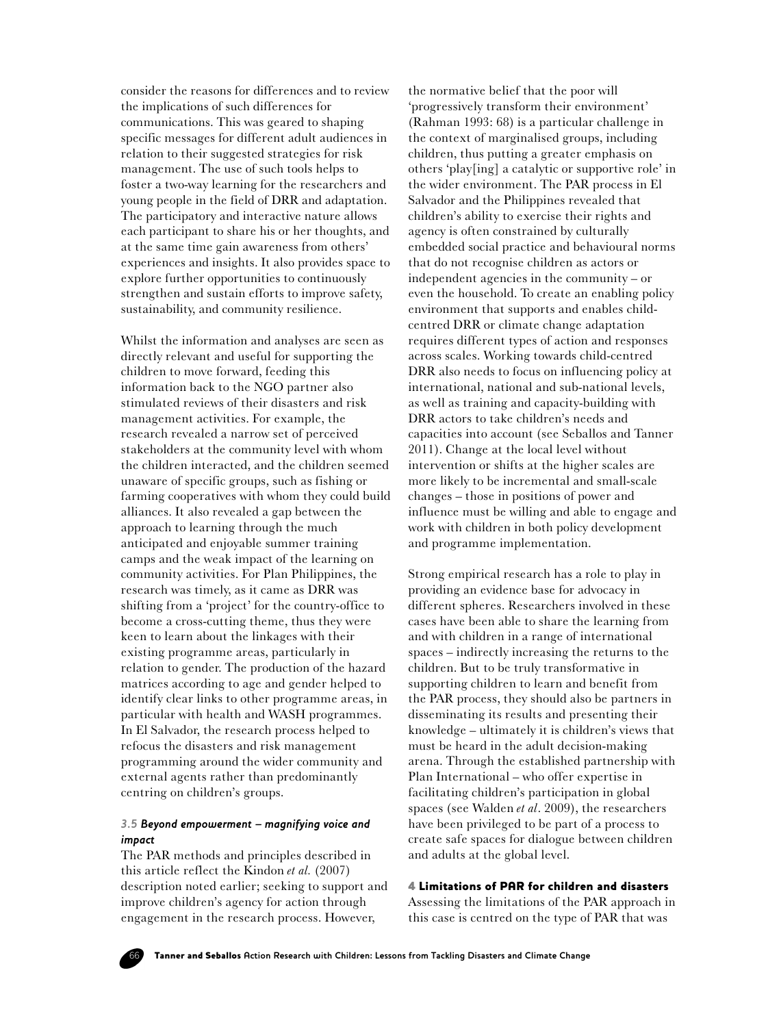consider the reasons for differences and to review the implications of such differences for communications. This was geared to shaping specific messages for different adult audiences in relation to their suggested strategies for risk management. The use of such tools helps to foster a two-way learning for the researchers and young people in the field of DRR and adaptation. The participatory and interactive nature allows each participant to share his or her thoughts, and at the same time gain awareness from others' experiences and insights. It also provides space to explore further opportunities to continuously strengthen and sustain efforts to improve safety, sustainability, and community resilience.

Whilst the information and analyses are seen as directly relevant and useful for supporting the children to move forward, feeding this information back to the NGO partner also stimulated reviews of their disasters and risk management activities. For example, the research revealed a narrow set of perceived stakeholders at the community level with whom the children interacted, and the children seemed unaware of specific groups, such as fishing or farming cooperatives with whom they could build alliances. It also revealed a gap between the approach to learning through the much anticipated and enjoyable summer training camps and the weak impact of the learning on community activities. For Plan Philippines, the research was timely, as it came as DRR was shifting from a 'project' for the country-office to become a cross-cutting theme, thus they were keen to learn about the linkages with their existing programme areas, particularly in relation to gender. The production of the hazard matrices according to age and gender helped to identify clear links to other programme areas, in particular with health and WASH programmes. In El Salvador, the research process helped to refocus the disasters and risk management programming around the wider community and external agents rather than predominantly centring on children's groups.

### *3.5 Beyond empowerment – magnifying voice and impact*

The PAR methods and principles described in this article reflect the Kindon *et al.* (2007) description noted earlier; seeking to support and improve children's agency for action through engagement in the research process. However, the normative belief that the poor will 'progressively transform their environment' (Rahman 1993: 68) is a particular challenge in the context of marginalised groups, including children, thus putting a greater emphasis on others 'play[ing] a catalytic or supportive role' in the wider environment. The PAR process in El Salvador and the Philippines revealed that children's ability to exercise their rights and agency is often constrained by culturally embedded social practice and behavioural norms that do not recognise children as actors or independent agencies in the community – or even the household. To create an enabling policy environment that supports and enables child-centred DRR or climate change adaptation requires different types of action and responses across scales. Working towards child-centred DRR also needs to focus on influencing policy at international, national and sub-national levels, as well as training and capacity-building with DRR actors to take children's needs and capacities into account (see Seballos and Tanner 2011). Change at the local level without intervention or shifts at the higher scales are more likely to be incremental and small-scale changes – those in positions of power and influence must be willing and able to engage and work with children in both policy development and programme implementation.

Strong empirical research has a role to play in providing an evidence base for advocacy in different spheres. Researchers involved in these cases have been able to share the learning from and with children in a range of international spaces – indirectly increasing the returns to the children. But to be truly transformative in supporting children to learn and benefit from the PAR process, they should also be partners in disseminating its results and presenting their knowledge – ultimately it is children's views that must be heard in the adult decision-making arena. Through the established partnership with Plan International – who offer expertise in facilitating children's participation in global spaces (see Walden *et al*. 2009), the researchers have been privileged to be part of a process to create safe spaces for dialogue between children and adults at the global level.

## 4 Limitations of PAR for children and disasters

Assessing the limitations of the PAR approach in this case is centred on the type of PAR that was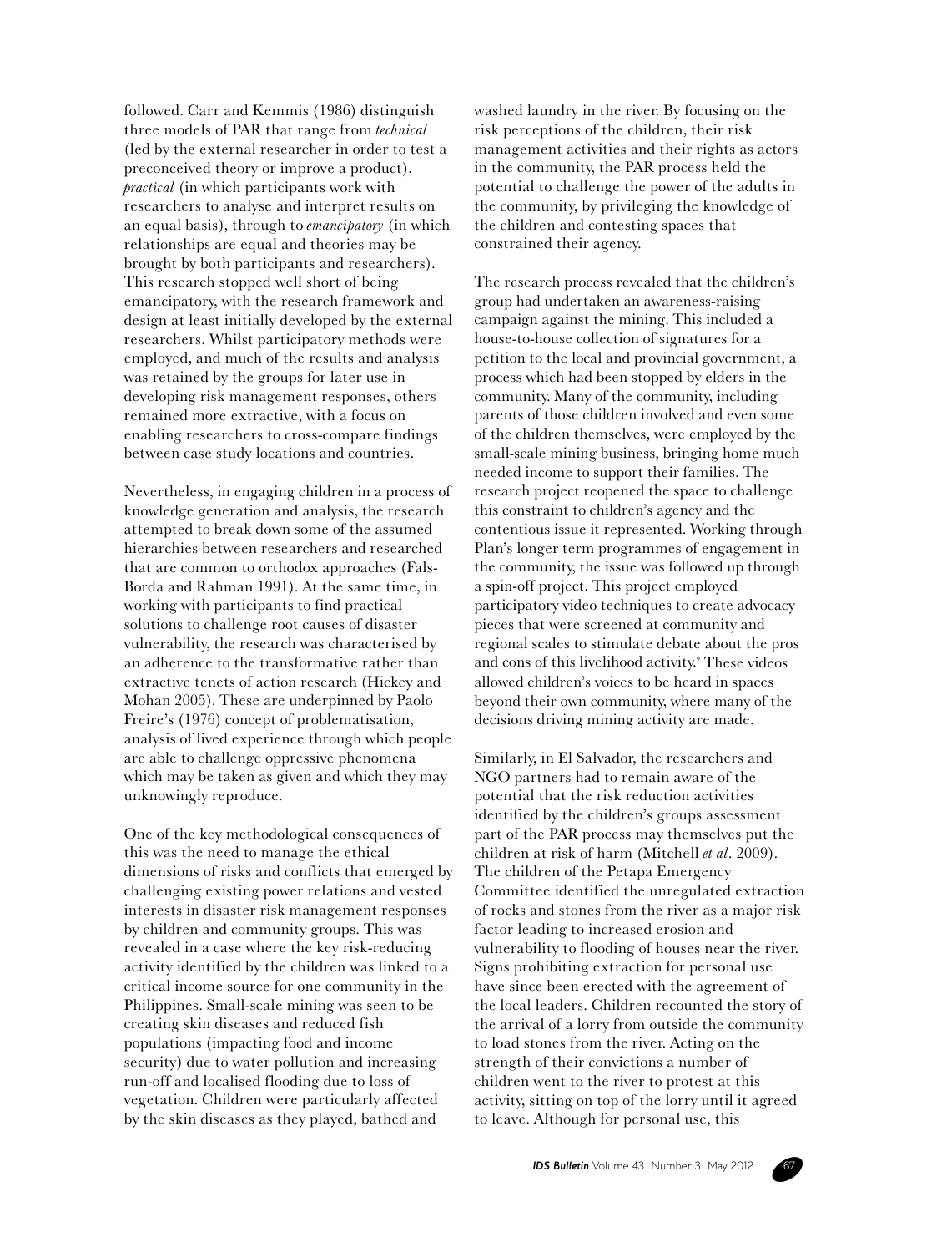followed. Carr and Kemmis (1986) distinguish three models of PAR that range from *technical* (led by the external researcher in order to test a preconceived theory or improve a product), *practical* (in which participants work with researchers to analyse and interpret results on an equal basis), through to *emancipatory* (in which relationships are equal and theories may be brought by both participants and researchers). This research stopped well short of being emancipatory, with the research framework and design at least initially developed by the external researchers. Whilst participatory methods were employed, and much of the results and analysis was retained by the groups for later use in developing risk management responses, others remained more extractive, with a focus on enabling researchers to cross-compare findings between case study locations and countries.

Nevertheless, in engaging children in a process of knowledge generation and analysis, the research attempted to break down some of the assumed hierarchies between researchers and researched that are common to orthodox approaches (Fals-Borda and Rahman 1991). At the same time, in working with participants to find practical solutions to challenge root causes of disaster vulnerability, the research was characterised by an adherence to the transformative rather than extractive tenets of action research (Hickey and Mohan 2005). These are underpinned by Paolo Freire's (1976) concept of problematisation, analysis of lived experience through which people are able to challenge oppressive phenomena which may be taken as given and which they may unknowingly reproduce.

One of the key methodological consequences of this was the need to manage the ethical dimensions of risks and conflicts that emerged by challenging existing power relations and vested interests in disaster risk management responses by children and community groups. This was revealed in a case where the key risk-reducing activity identified by the children was linked to a critical income source for one community in the Philippines. Small-scale mining was seen to be creating skin diseases and reduced fish populations (impacting food and income security) due to water pollution and increasing run-off and localised flooding due to loss of vegetation. Children were particularly affected by the skin diseases as they played, bathed and washed laundry in the river. By focusing on the risk perceptions of the children, their risk management activities and their rights as actors in the community, the PAR process held the potential to challenge the power of the adults in the community, by privileging the knowledge of the children and contesting spaces that constrained their agency.

The research process revealed that the children's group had undertaken an awareness-raising campaign against the mining. This included a house-to-house collection of signatures for a petition to the local and provincial government, a process which had been stopped by elders in the community. Many of the community, including parents of those children involved and even some of the children themselves, were employed by the small-scale mining business, bringing home much needed income to support their families. The research project reopened the space to challenge this constraint to children's agency and the contentious issue it represented. Working through Plan's longer term programmes of engagement in the community, the issue was followed up through a spin-off project. This project employed participatory video techniques to create advocacy pieces that were screened at community and regional scales to stimulate debate about the pros and cons of this livelihood activity.[2] These videos allowed children's voices to be heard in spaces beyond their own community, where many of the decisions driving mining activity are made.

Similarly, in El Salvador, the researchers and NGO partners had to remain aware of the potential that the risk reduction activities identified by the children's groups assessment part of the PAR process may themselves put the children at risk of harm (Mitchell *et al*. 2009). The children of the Petapa Emergency Committee identified the unregulated extraction of rocks and stones from the river as a major risk factor leading to increased erosion and vulnerability to flooding of houses near the river. Signs prohibiting extraction for personal use have since been erected with the agreement of the local leaders. Children recounted the story of the arrival of a lorry from outside the community to load stones from the river. Acting on the strength of their convictions a number of children went to the river to protest at this activity, sitting on top of the lorry until it agreed to leave. Although for personal use, this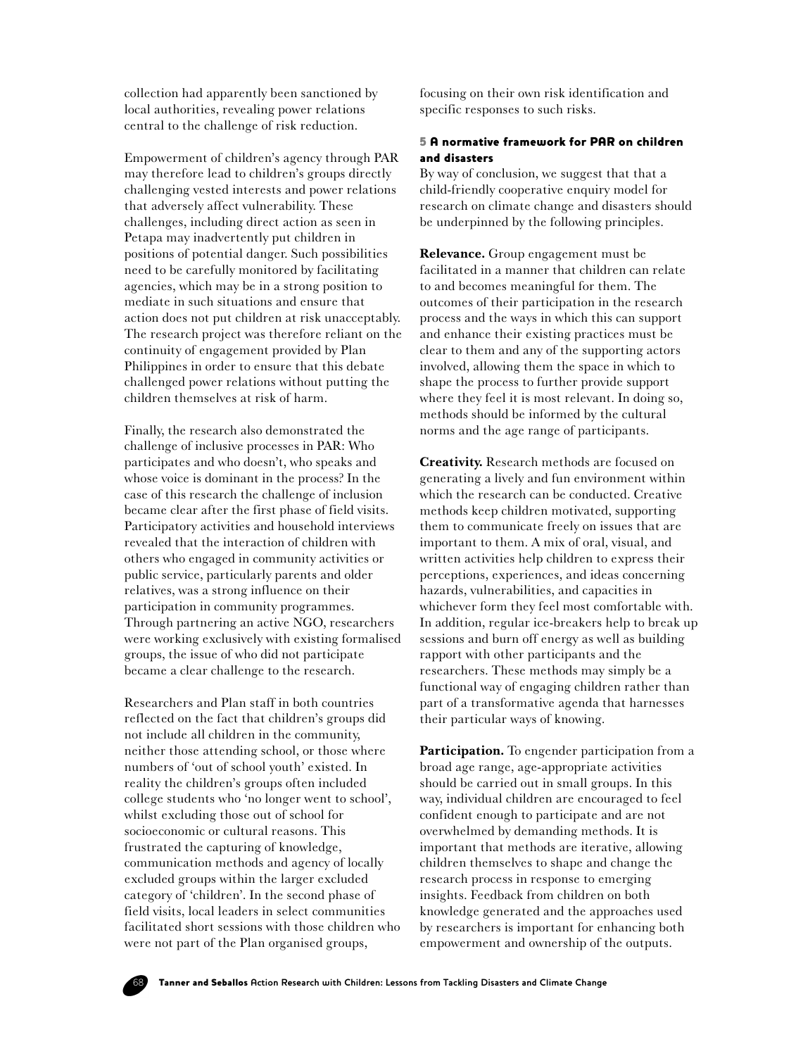collection had apparently been sanctioned by local authorities, revealing power relations central to the challenge of risk reduction.

Empowerment of children's agency through PAR may therefore lead to children's groups directly challenging vested interests and power relations that adversely affect vulnerability. These challenges, including direct action as seen in Petapa may inadvertently put children in positions of potential danger. Such possibilities need to be carefully monitored by facilitating agencies, which may be in a strong position to mediate in such situations and ensure that action does not put children at risk unacceptably. The research project was therefore reliant on the continuity of engagement provided by Plan Philippines in order to ensure that this debate challenged power relations without putting the children themselves at risk of harm.

Finally, the research also demonstrated the challenge of inclusive processes in PAR: Who participates and who doesn't, who speaks and whose voice is dominant in the process? In the case of this research the challenge of inclusion became clear after the first phase of field visits. Participatory activities and household interviews revealed that the interaction of children with others who engaged in community activities or public service, particularly parents and older relatives, was a strong influence on their participation in community programmes. Through partnering an active NGO, researchers were working exclusively with existing formalised groups, the issue of who did not participate became a clear challenge to the research.

Researchers and Plan staff in both countries reflected on the fact that children's groups did not include all children in the community, neither those attending school, or those where numbers of 'out of school youth' existed. In reality the children's groups often included college students who 'no longer went to school', whilst excluding those out of school for socioeconomic or cultural reasons. This frustrated the capturing of knowledge, communication methods and agency of locally excluded groups within the larger excluded category of 'children'. In the second phase of field visits, local leaders in select communities facilitated short sessions with those children who were not part of the Plan organised groups, focusing on their own risk identification and specific responses to such risks.

## 5 A normative framework for PAR on children and disasters

By way of conclusion, we suggest that that a child-friendly cooperative enquiry model for research on climate change and disasters should be underpinned by the following principles.

**Relevance.** Group engagement must be facilitated in a manner that children can relate to and becomes meaningful for them. The outcomes of their participation in the research process and the ways in which this can support and enhance their existing practices must be clear to them and any of the supporting actors involved, allowing them the space in which to shape the process to further provide support where they feel it is most relevant. In doing so, methods should be informed by the cultural norms and the age range of participants.

**Creativity.** Research methods are focused on generating a lively and fun environment within which the research can be conducted. Creative methods keep children motivated, supporting them to communicate freely on issues that are important to them. A mix of oral, visual, and written activities help children to express their perceptions, experiences, and ideas concerning hazards, vulnerabilities, and capacities in whichever form they feel most comfortable with. In addition, regular ice-breakers help to break up sessions and burn off energy as well as building rapport with other participants and the researchers. These methods may simply be a functional way of engaging children rather than part of a transformative agenda that harnesses their particular ways of knowing.

**Participation.** To engender participation from a broad age range, age-appropriate activities should be carried out in small groups. In this way, individual children are encouraged to feel confident enough to participate and are not overwhelmed by demanding methods. It is important that methods are iterative, allowing children themselves to shape and change the research process in response to emerging insights. Feedback from children on both knowledge generated and the approaches used by researchers is important for enhancing both empowerment and ownership of the outputs.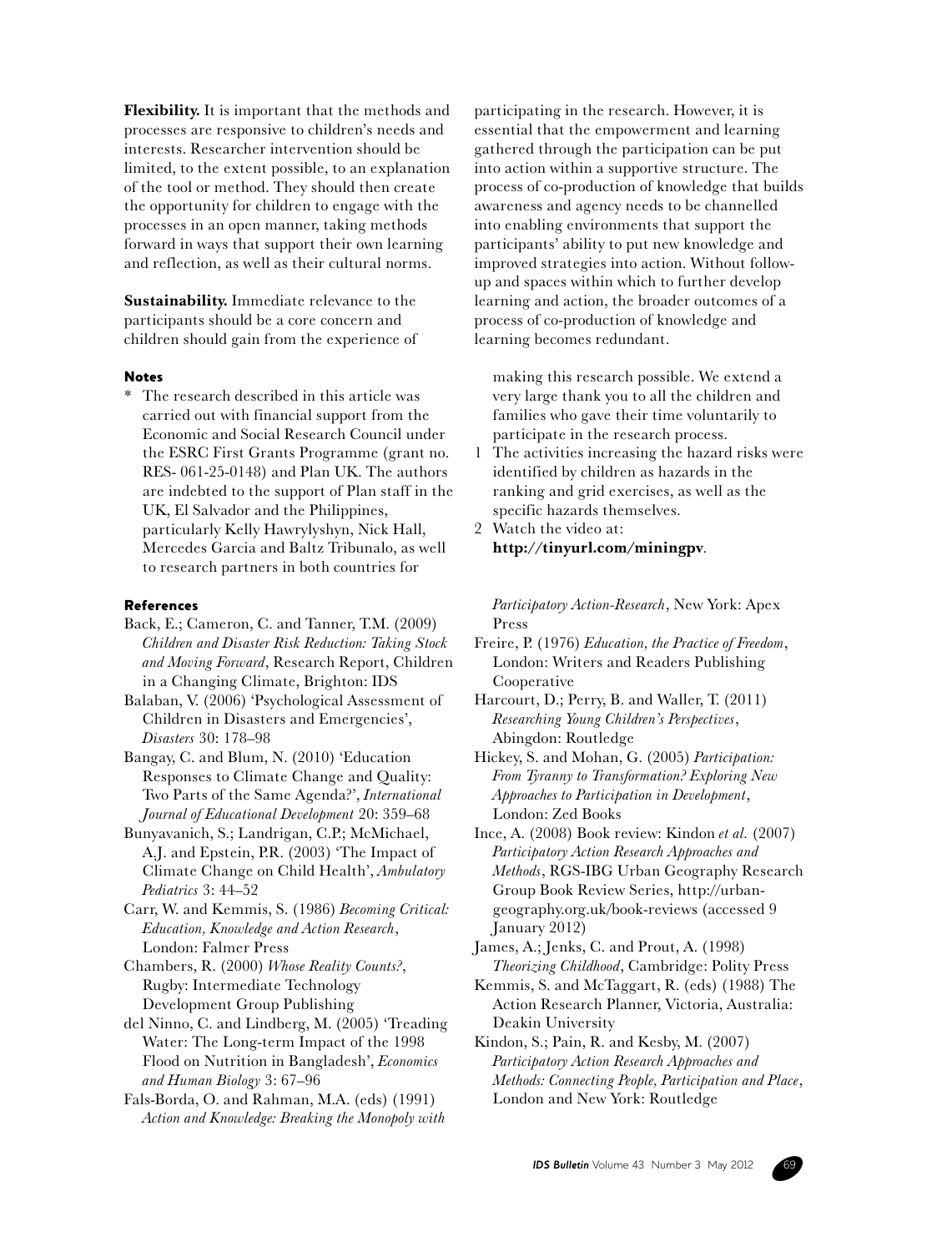**Flexibility.** It is important that the methods and processes are responsive to children's needs and interests. Researcher intervention should be limited, to the extent possible, to an explanation of the tool or method. They should then create the opportunity for children to engage with the processes in an open manner, taking methods forward in ways that support their own learning and reflection, as well as their cultural norms.

**Sustainability.** Immediate relevance to the participants should be a core concern and children should gain from the experience of participating in the research. However, it is essential that the empowerment and learning gathered through the participation can be put into action within a supportive structure. The process of co-production of knowledge that builds awareness and agency needs to be channelled into enabling environments that support the participants' ability to put new knowledge and improved strategies into action. Without follow-up and spaces within which to further develop learning and action, the broader outcomes of a process of co-production of knowledge and learning becomes redundant.

## Notes

\* The research described in this article was carried out with financial support from the Economic and Social Research Council under the ESRC First Grants Programme (grant no. RES- 061-25-0148) and Plan UK. The authors are indebted to the support of Plan staff in the UK, El Salvador and the Philippines, particularly Kelly Hawrylyshyn, Nick Hall, Mercedes Garcia and Baltz Tribunalo, as well to research partners in both countries for making this research possible. We extend a very large thank you to all the children and families who gave their time voluntarily to participate in the research process.

1 The activities increasing the hazard risks were identified by children as hazards in the ranking and grid exercises, as well as the specific hazards themselves.

2 Watch the video at: **http://tinyurl.com/miningpv**.

## References

Back, E.; Cameron, C. and Tanner, T.M. (2009) *Children and Disaster Risk Reduction: Taking Stock and Moving Forward*, Research Report, Children in a Changing Climate, Brighton: IDS

Balaban, V. (2006) 'Psychological Assessment of Children in Disasters and Emergencies', *Disasters* 30: 178–98

Bangay, C. and Blum, N. (2010) 'Education Responses to Climate Change and Quality: Two Parts of the Same Agenda?', *International Journal of Educational Development* 20: 359–68

Bunyavanich, S.; Landrigan, C.P.; McMichael, A.J. and Epstein, P.R. (2003) 'The Impact of Climate Change on Child Health', *Ambulatory Pediatrics* 3: 44–52

Carr, W. and Kemmis, S. (1986) *Becoming Critical: Education, Knowledge and Action Research*, London: Falmer Press

Chambers, R. (2000) *Whose Reality Counts?*, Rugby: Intermediate Technology Development Group Publishing

del Ninno, C. and Lindberg, M. (2005) 'Treading Water: The Long-term Impact of the 1998 Flood on Nutrition in Bangladesh', *Economics and Human Biology* 3: 67–96

Fals-Borda, O. and Rahman, M.A. (eds) (1991) *Action and Knowledge: Breaking the Monopoly with Participatory Action-Research*, New York: Apex Press

Freire, P. (1976) *Education, the Practice of Freedom*, London: Writers and Readers Publishing Cooperative

Harcourt, D.; Perry, B. and Waller, T. (2011) *Researching Young Children's Perspectives*, Abingdon: Routledge

Hickey, S. and Mohan, G. (2005) *Participation: From Tyranny to Transformation? Exploring New Approaches to Participation in Development*, London: Zed Books

Ince, A. (2008) Book review: Kindon *et al.* (2007) *Participatory Action Research Approaches and Methods*, RGS-IBG Urban Geography Research Group Book Review Series, http://urban-geography.org.uk/book-reviews (accessed 9 January 2012)

James, A.; Jenks, C. and Prout, A. (1998) *Theorizing Childhood*, Cambridge: Polity Press

Kemmis, S. and McTaggart, R. (eds) (1988) The Action Research Planner, Victoria, Australia: Deakin University

Kindon, S.; Pain, R. and Kesby, M. (2007) *Participatory Action Research Approaches and Methods: Connecting People, Participation and Place*, London and New York: Routledge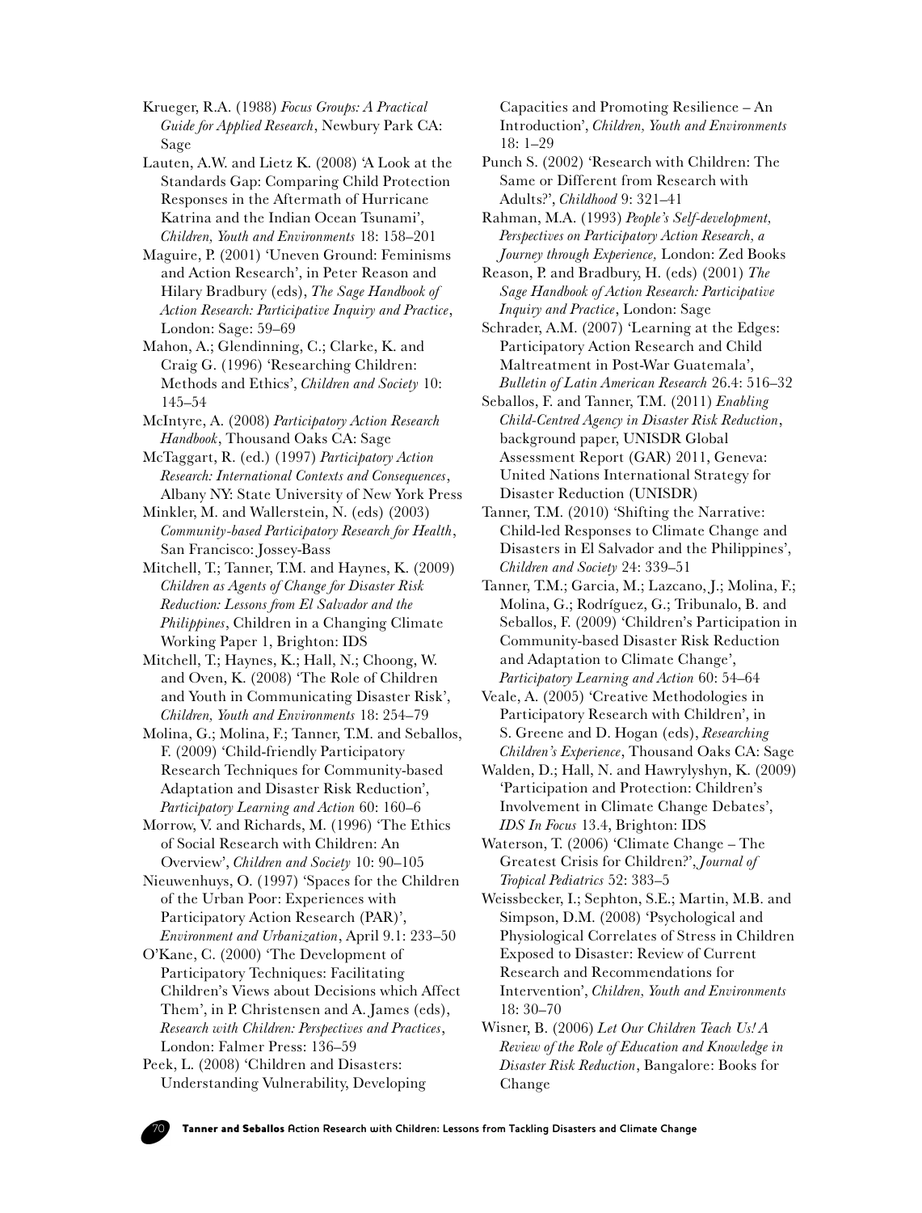Krueger, R.A. (1988) *Focus Groups: A Practical Guide for Applied Research*, Newbury Park CA: Sage

Lauten, A.W. and Lietz K. (2008) 'A Look at the Standards Gap: Comparing Child Protection Responses in the Aftermath of Hurricane Katrina and the Indian Ocean Tsunami', *Children, Youth and Environments* 18: 158–201

Maguire, P. (2001) 'Uneven Ground: Feminisms and Action Research', in Peter Reason and Hilary Bradbury (eds), *The Sage Handbook of Action Research: Participative Inquiry and Practice*, London: Sage: 59–69

Mahon, A.; Glendinning, C.; Clarke, K. and Craig G. (1996) 'Researching Children: Methods and Ethics', *Children and Society* 10: 145–54

McIntyre, A. (2008) *Participatory Action Research Handbook*, Thousand Oaks CA: Sage

McTaggart, R. (ed.) (1997) *Participatory Action Research: International Contexts and Consequences*, Albany NY: State University of New York Press

Minkler, M. and Wallerstein, N. (eds) (2003) *Community-based Participatory Research for Health*, San Francisco: Jossey-Bass

Mitchell, T.; Tanner, T.M. and Haynes, K. (2009) *Children as Agents of Change for Disaster Risk Reduction: Lessons from El Salvador and the Philippines*, Children in a Changing Climate Working Paper 1, Brighton: IDS

Mitchell, T.; Haynes, K.; Hall, N.; Choong, W. and Oven, K. (2008) 'The Role of Children and Youth in Communicating Disaster Risk', *Children, Youth and Environments* 18: 254–79

Molina, G.; Molina, F.; Tanner, T.M. and Seballos, F. (2009) 'Child-friendly Participatory Research Techniques for Community-based Adaptation and Disaster Risk Reduction', *Participatory Learning and Action* 60: 160–6

Morrow, V. and Richards, M. (1996) 'The Ethics of Social Research with Children: An Overview', *Children and Society* 10: 90–105

Nieuwenhuys, O. (1997) 'Spaces for the Children of the Urban Poor: Experiences with Participatory Action Research (PAR)', *Environment and Urbanization*, April 9.1: 233–50

O'Kane, C. (2000) 'The Development of Participatory Techniques: Facilitating Children's Views about Decisions which Affect Them', in P. Christensen and A. James (eds), *Research with Children: Perspectives and Practices*, London: Falmer Press: 136–59

Peek, L. (2008) 'Children and Disasters: Understanding Vulnerability, Developing Capacities and Promoting Resilience – An Introduction', *Children, Youth and Environments* 18: 1–29

Punch S. (2002) 'Research with Children: The Same or Different from Research with Adults?', *Childhood* 9: 321–41

Rahman, M.A. (1993) *People's Self-development, Perspectives on Participatory Action Research, a Journey through Experience,* London: Zed Books

Reason, P. and Bradbury, H. (eds) (2001) *The Sage Handbook of Action Research: Participative Inquiry and Practice*, London: Sage

Schrader, A.M. (2007) 'Learning at the Edges: Participatory Action Research and Child Maltreatment in Post-War Guatemala', *Bulletin of Latin American Research* 26.4: 516–32

Seballos, F. and Tanner, T.M. (2011) *Enabling Child-Centred Agency in Disaster Risk Reduction*, background paper, UNISDR Global Assessment Report (GAR) 2011, Geneva: United Nations International Strategy for Disaster Reduction (UNISDR)

Tanner, T.M. (2010) 'Shifting the Narrative: Child-led Responses to Climate Change and Disasters in El Salvador and the Philippines', *Children and Society* 24: 339–51

Tanner, T.M.; Garcia, M.; Lazcano, J.; Molina, F.; Molina, G.; Rodríguez, G.; Tribunalo, B. and Seballos, F. (2009) 'Children's Participation in Community-based Disaster Risk Reduction and Adaptation to Climate Change', *Participatory Learning and Action* 60: 54–64

Veale, A. (2005) 'Creative Methodologies in Participatory Research with Children', in S. Greene and D. Hogan (eds), *Researching Children's Experience*, Thousand Oaks CA: Sage

Walden, D.; Hall, N. and Hawrylyshyn, K. (2009) 'Participation and Protection: Children's Involvement in Climate Change Debates', *IDS In Focus* 13.4, Brighton: IDS

Waterson, T. (2006) 'Climate Change – The Greatest Crisis for Children?', *Journal of Tropical Pediatrics* 52: 383–5

Weissbecker, I.; Sephton, S.E.; Martin, M.B. and Simpson, D.M. (2008) 'Psychological and Physiological Correlates of Stress in Children Exposed to Disaster: Review of Current Research and Recommendations for Intervention', *Children, Youth and Environments* 18: 30–70

Wisner, B. (2006) *Let Our Children Teach Us! A Review of the Role of Education and Knowledge in Disaster Risk Reduction*, Bangalore: Books for Change